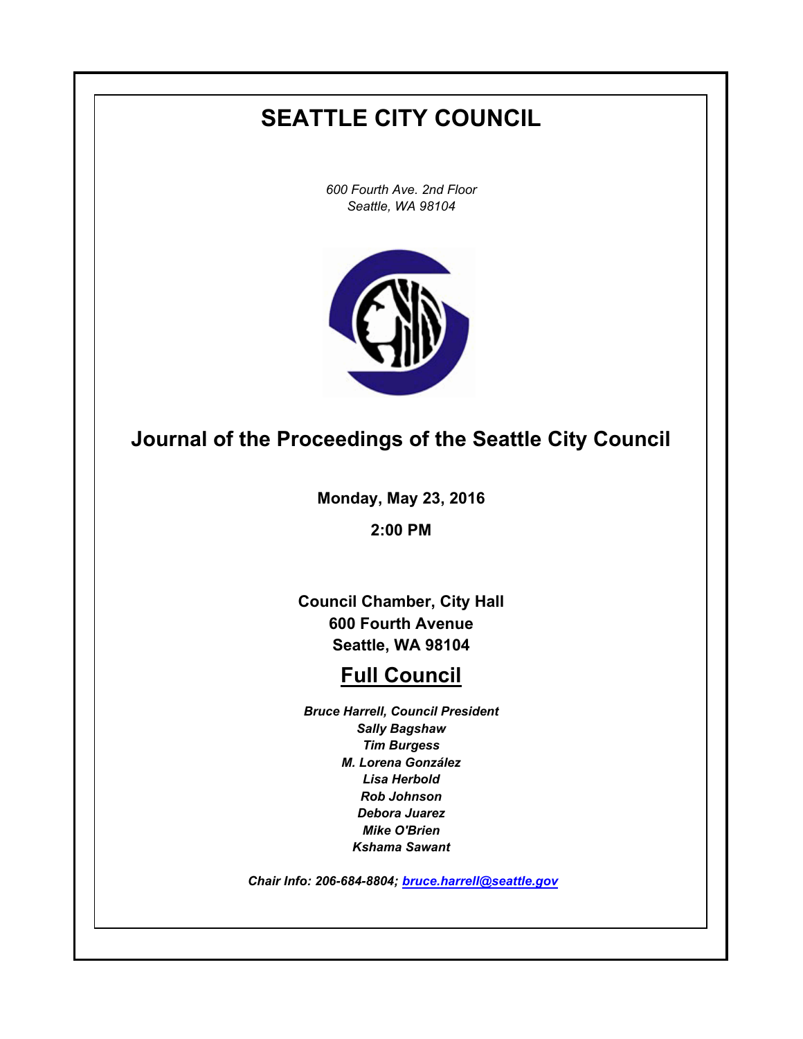# SEATTLE CITY COUNCIL

*600 Fourth Ave. 2nd Floor*
*Seattle, WA 98104*

## Journal of the Proceedings of the Seattle City Council

**Monday, May 23, 2016**

**2:00 PM**

**Council Chamber, City Hall**
**600 Fourth Avenue**
**Seattle, WA 98104**

## Full Council

***Bruce Harrell, Council President***
***Sally Bagshaw***
***Tim Burgess***
***M. Lorena González***
***Lisa Herbold***
***Rob Johnson***
***Debora Juarez***
***Mike O'Brien***
***Kshama Sawant***

***Chair Info: 206-684-8804; bruce.harrell@seattle.gov***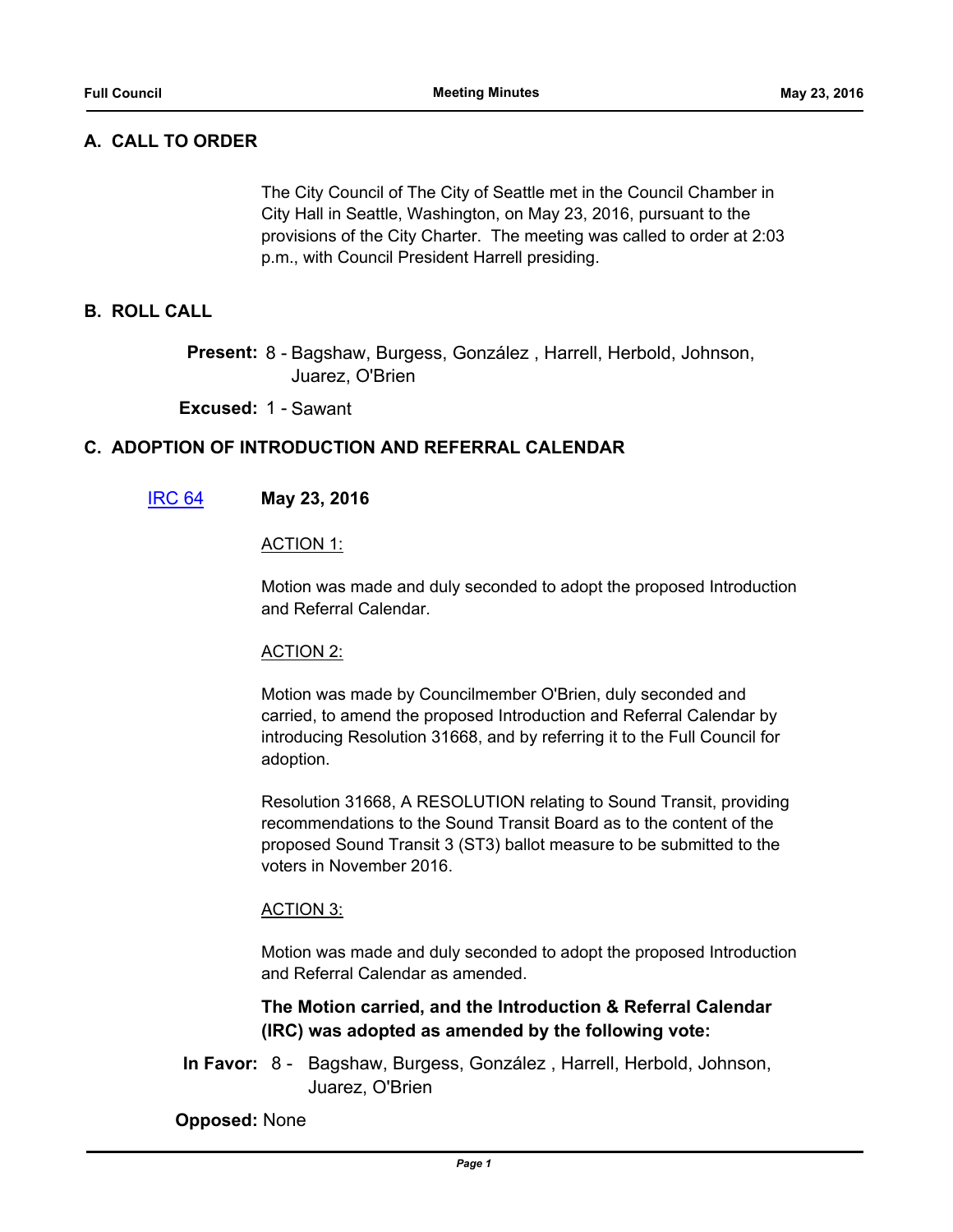## A. CALL TO ORDER

The City Council of The City of Seattle met in the Council Chamber in City Hall in Seattle, Washington, on May 23, 2016, pursuant to the provisions of the City Charter. The meeting was called to order at 2:03 p.m., with Council President Harrell presiding.

## B. ROLL CALL

**Present:** 8 - Bagshaw, Burgess, González , Harrell, Herbold, Johnson, Juarez, O'Brien

**Excused:** 1 - Sawant

## C. ADOPTION OF INTRODUCTION AND REFERRAL CALENDAR

[IRC 64](IRC 64) **May 23, 2016**

ACTION 1:

Motion was made and duly seconded to adopt the proposed Introduction and Referral Calendar.

ACTION 2:

Motion was made by Councilmember O'Brien, duly seconded and carried, to amend the proposed Introduction and Referral Calendar by introducing Resolution 31668, and by referring it to the Full Council for adoption.

Resolution 31668, A RESOLUTION relating to Sound Transit, providing recommendations to the Sound Transit Board as to the content of the proposed Sound Transit 3 (ST3) ballot measure to be submitted to the voters in November 2016.

ACTION 3:

Motion was made and duly seconded to adopt the proposed Introduction and Referral Calendar as amended.

**The Motion carried, and the Introduction & Referral Calendar (IRC) was adopted as amended by the following vote:**

**In Favor:** 8 - Bagshaw, Burgess, González , Harrell, Herbold, Johnson, Juarez, O'Brien

**Opposed:** None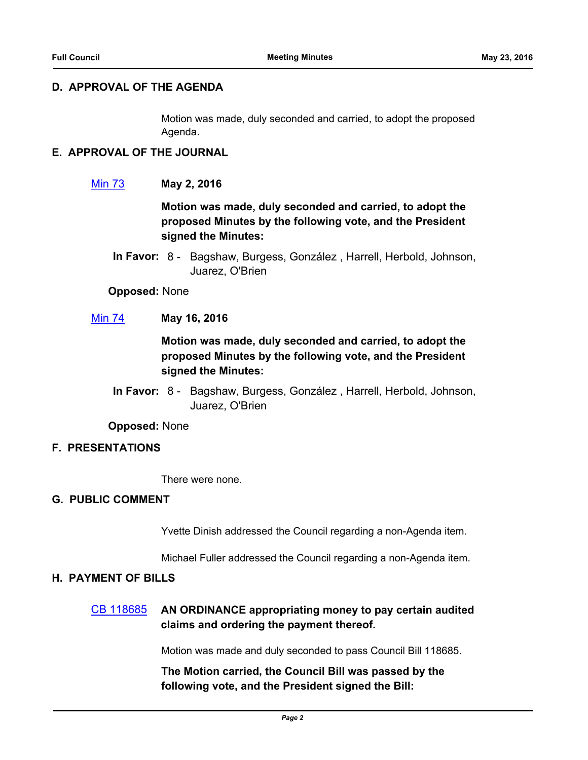## D. APPROVAL OF THE AGENDA

Motion was made, duly seconded and carried, to adopt the proposed Agenda.

## E. APPROVAL OF THE JOURNAL

[Min 73] **May 2, 2016**

**Motion was made, duly seconded and carried, to adopt the proposed Minutes by the following vote, and the President signed the Minutes:**

**In Favor:** 8 - Bagshaw, Burgess, González , Harrell, Herbold, Johnson, Juarez, O'Brien

**Opposed:** None

[Min 74] **May 16, 2016**

**Motion was made, duly seconded and carried, to adopt the proposed Minutes by the following vote, and the President signed the Minutes:**

**In Favor:** 8 - Bagshaw, Burgess, González , Harrell, Herbold, Johnson, Juarez, O'Brien

**Opposed:** None

## F. PRESENTATIONS

There were none.

## G. PUBLIC COMMENT

Yvette Dinish addressed the Council regarding a non-Agenda item.

Michael Fuller addressed the Council regarding a non-Agenda item.

## H. PAYMENT OF BILLS

[CB 118685] **AN ORDINANCE appropriating money to pay certain audited claims and ordering the payment thereof.**

Motion was made and duly seconded to pass Council Bill 118685.

**The Motion carried, the Council Bill was passed by the following vote, and the President signed the Bill:**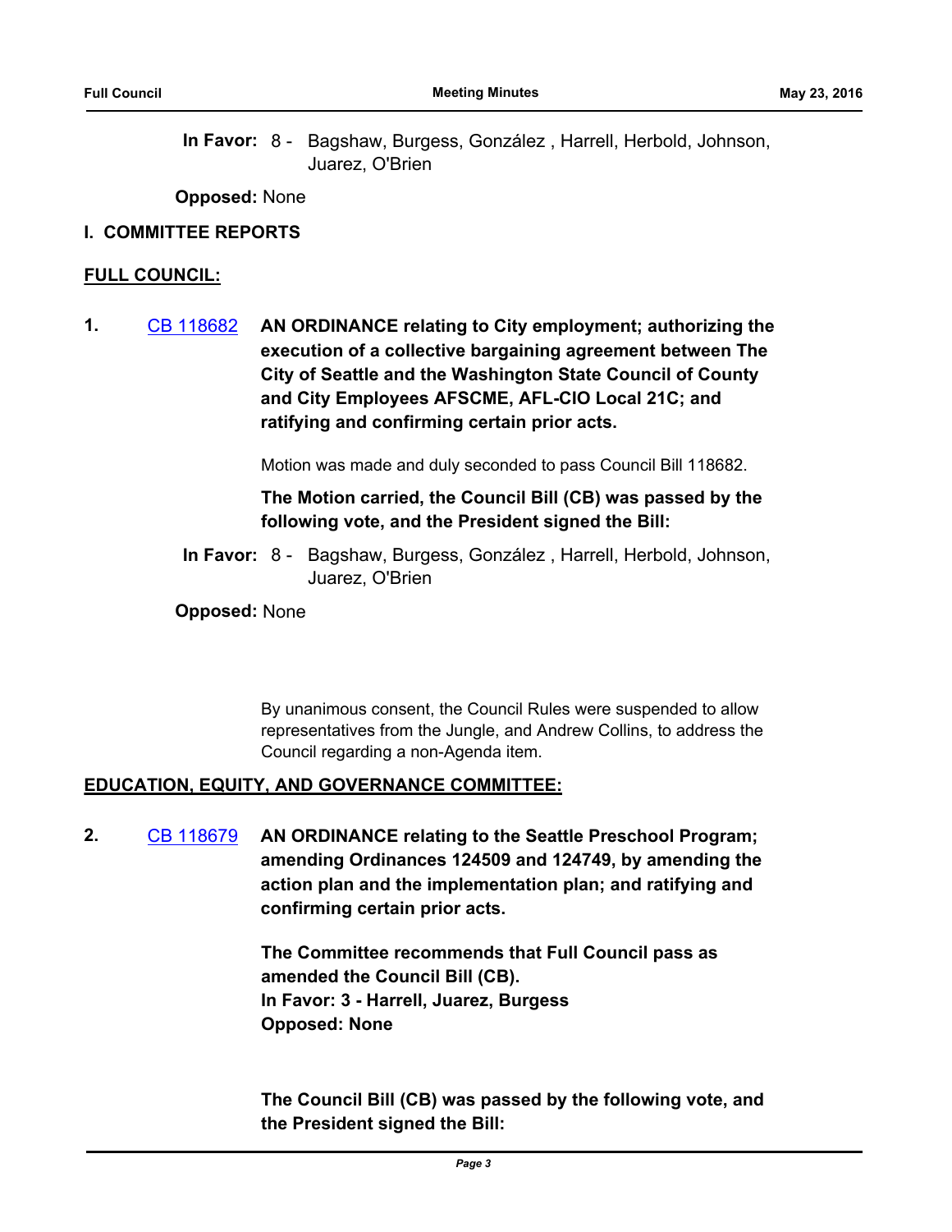**In Favor:** 8 - Bagshaw, Burgess, González , Harrell, Herbold, Johnson, Juarez, O'Brien

**Opposed:** None

## I. COMMITTEE REPORTS

**FULL COUNCIL:**

**1.** CB 118682 **AN ORDINANCE relating to City employment; authorizing the execution of a collective bargaining agreement between The City of Seattle and the Washington State Council of County and City Employees AFSCME, AFL-CIO Local 21C; and ratifying and confirming certain prior acts.**

Motion was made and duly seconded to pass Council Bill 118682.

**The Motion carried, the Council Bill (CB) was passed by the following vote, and the President signed the Bill:**

**In Favor:** 8 - Bagshaw, Burgess, González , Harrell, Herbold, Johnson, Juarez, O'Brien

**Opposed:** None

By unanimous consent, the Council Rules were suspended to allow representatives from the Jungle, and Andrew Collins, to address the Council regarding a non-Agenda item.

**EDUCATION, EQUITY, AND GOVERNANCE COMMITTEE:**

**2.** CB 118679 **AN ORDINANCE relating to the Seattle Preschool Program; amending Ordinances 124509 and 124749, by amending the action plan and the implementation plan; and ratifying and confirming certain prior acts.**

**The Committee recommends that Full Council pass as amended the Council Bill (CB).**
**In Favor: 3 - Harrell, Juarez, Burgess**
**Opposed: None**

**The Council Bill (CB) was passed by the following vote, and the President signed the Bill:**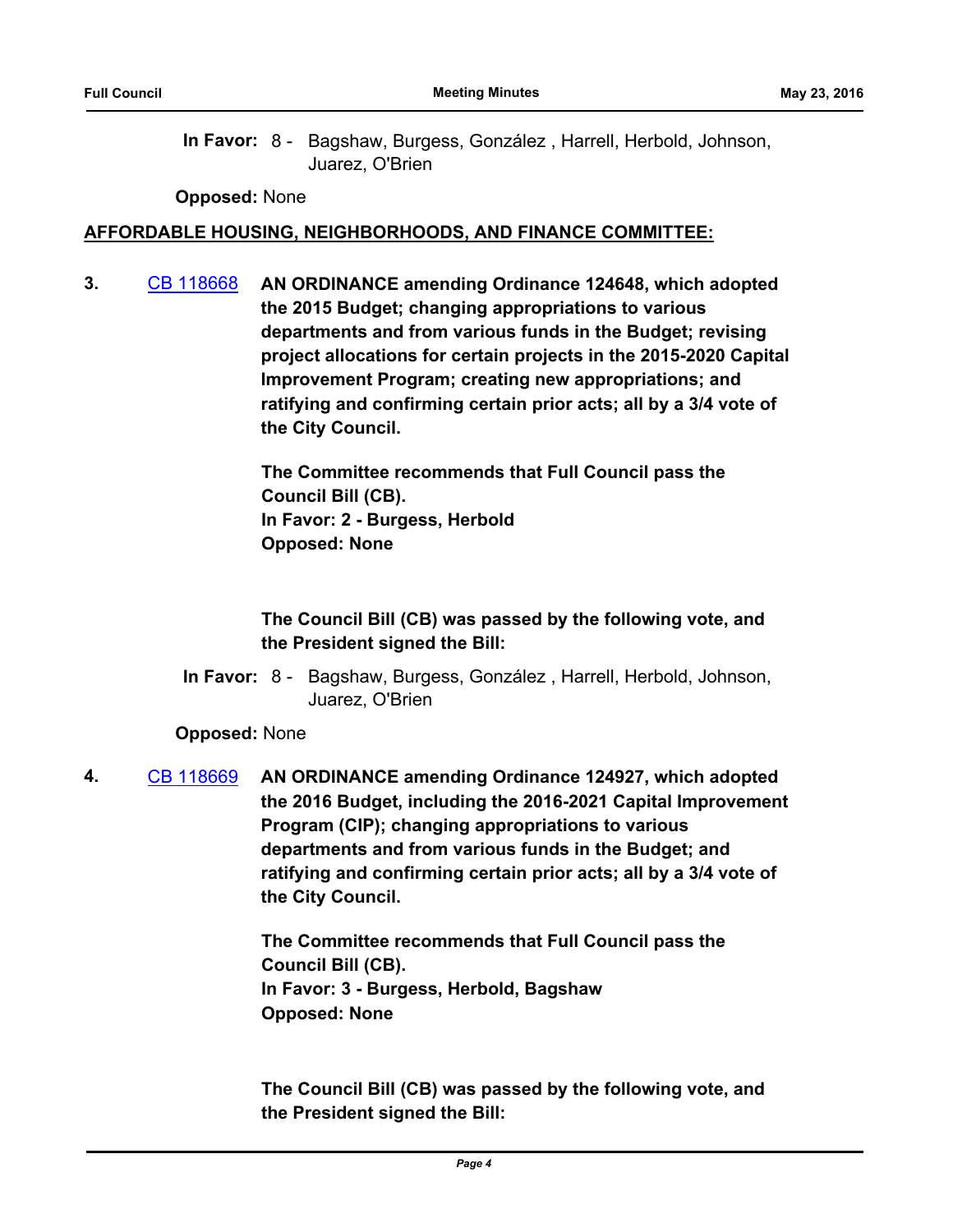**In Favor:** 8 - Bagshaw, Burgess, González , Harrell, Herbold, Johnson, Juarez, O'Brien

**Opposed:** None

## AFFORDABLE HOUSING, NEIGHBORHOODS, AND FINANCE COMMITTEE:

**3.** CB 118668 **AN ORDINANCE amending Ordinance 124648, which adopted the 2015 Budget; changing appropriations to various departments and from various funds in the Budget; revising project allocations for certain projects in the 2015-2020 Capital Improvement Program; creating new appropriations; and ratifying and confirming certain prior acts; all by a 3/4 vote of the City Council.**

**The Committee recommends that Full Council pass the Council Bill (CB).**
**In Favor: 2 - Burgess, Herbold**
**Opposed: None**

**The Council Bill (CB) was passed by the following vote, and the President signed the Bill:**

**In Favor:** 8 - Bagshaw, Burgess, González , Harrell, Herbold, Johnson, Juarez, O'Brien

**Opposed:** None

**4.** CB 118669 **AN ORDINANCE amending Ordinance 124927, which adopted the 2016 Budget, including the 2016-2021 Capital Improvement Program (CIP); changing appropriations to various departments and from various funds in the Budget; and ratifying and confirming certain prior acts; all by a 3/4 vote of the City Council.**

**The Committee recommends that Full Council pass the Council Bill (CB).**
**In Favor: 3 - Burgess, Herbold, Bagshaw**
**Opposed: None**

**The Council Bill (CB) was passed by the following vote, and the President signed the Bill:**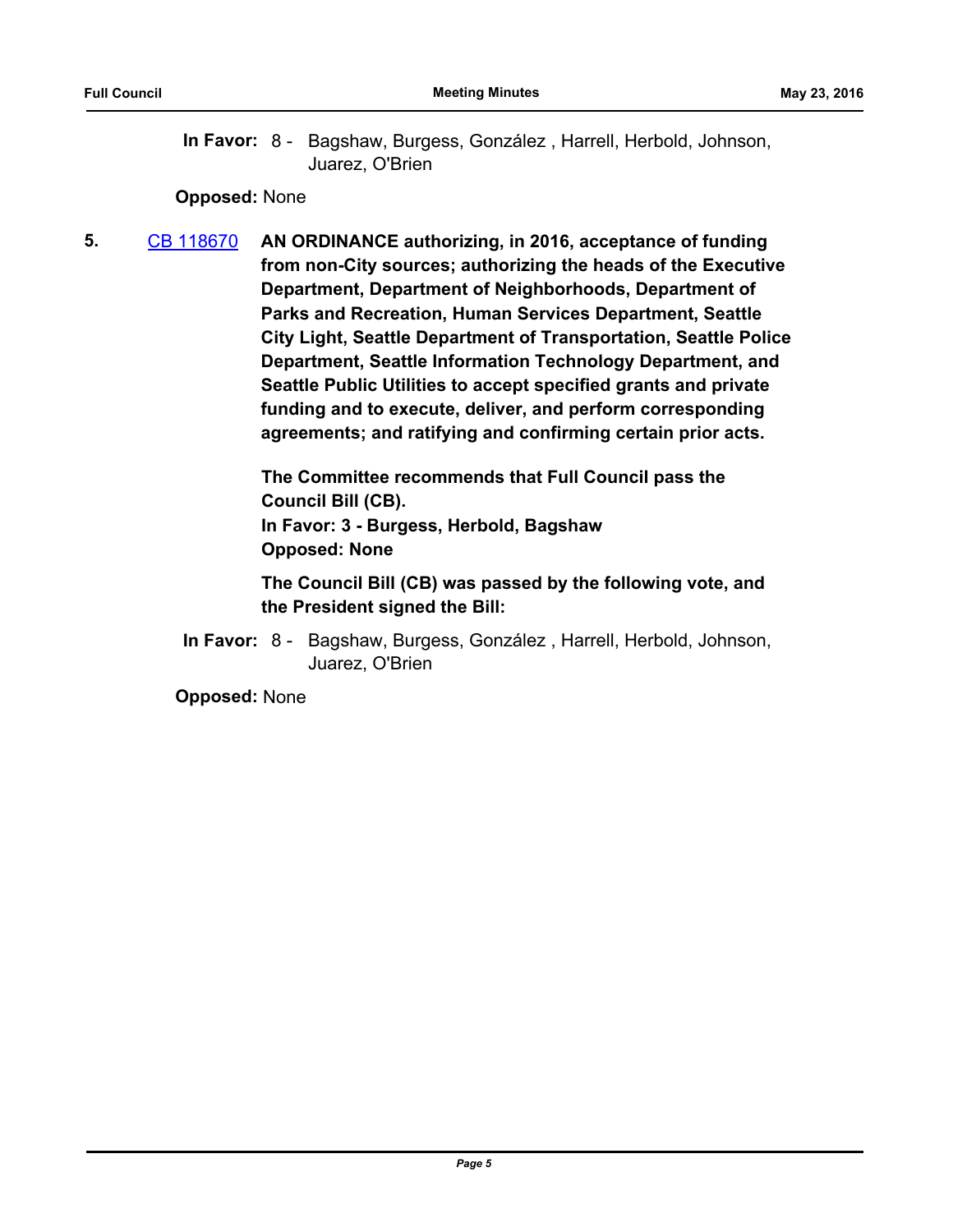**In Favor:** 8 - Bagshaw, Burgess, González , Harrell, Herbold, Johnson, Juarez, O'Brien

**Opposed:** None

**5.** CB 118670 **AN ORDINANCE authorizing, in 2016, acceptance of funding from non-City sources; authorizing the heads of the Executive Department, Department of Neighborhoods, Department of Parks and Recreation, Human Services Department, Seattle City Light, Seattle Department of Transportation, Seattle Police Department, Seattle Information Technology Department, and Seattle Public Utilities to accept specified grants and private funding and to execute, deliver, and perform corresponding agreements; and ratifying and confirming certain prior acts.**

**The Committee recommends that Full Council pass the Council Bill (CB).**
**In Favor: 3 - Burgess, Herbold, Bagshaw**
**Opposed: None**

**The Council Bill (CB) was passed by the following vote, and the President signed the Bill:**

**In Favor:** 8 - Bagshaw, Burgess, González , Harrell, Herbold, Johnson, Juarez, O'Brien

**Opposed:** None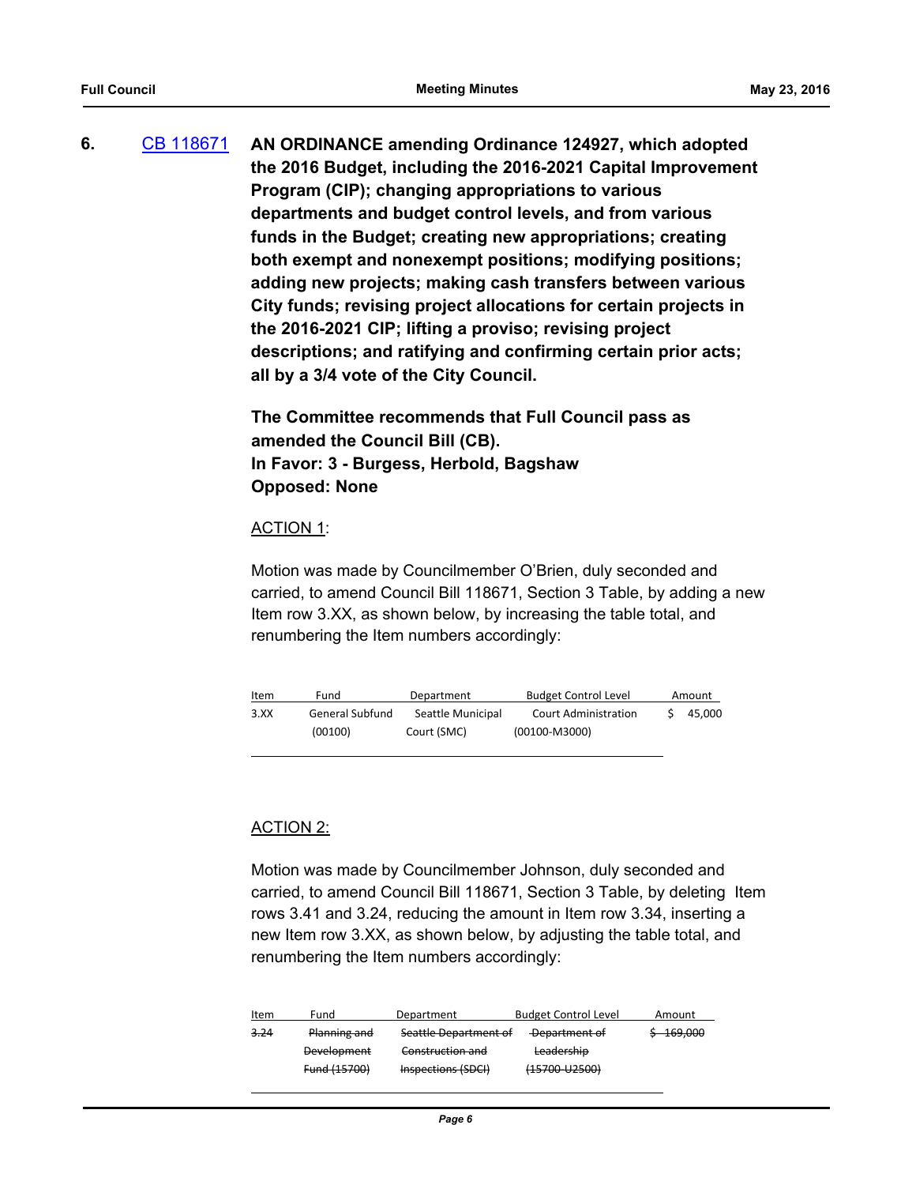**6.** [CB 118671](CB 118671) **AN ORDINANCE amending Ordinance 124927, which adopted the 2016 Budget, including the 2016-2021 Capital Improvement Program (CIP); changing appropriations to various departments and budget control levels, and from various funds in the Budget; creating new appropriations; creating both exempt and nonexempt positions; modifying positions; adding new projects; making cash transfers between various City funds; revising project allocations for certain projects in the 2016-2021 CIP; lifting a proviso; revising project descriptions; and ratifying and confirming certain prior acts; all by a 3/4 vote of the City Council.**

**The Committee recommends that Full Council pass as amended the Council Bill (CB).**
**In Favor: 3 - Burgess, Herbold, Bagshaw**
**Opposed: None**

ACTION 1:

Motion was made by Councilmember O'Brien, duly seconded and carried, to amend Council Bill 118671, Section 3 Table, by adding a new Item row 3.XX, as shown below, by increasing the table total, and renumbering the Item numbers accordingly:

| Item | Fund | Department | Budget Control Level | Amount |
|---|---|---|---|---|
| 3.XX | General Subfund (00100) | Seattle Municipal Court (SMC) | Court Administration (00100-M3000) | $ 45,000 |

ACTION 2:

Motion was made by Councilmember Johnson, duly seconded and carried, to amend Council Bill 118671, Section 3 Table, by deleting Item rows 3.41 and 3.24, reducing the amount in Item row 3.34, inserting a new Item row 3.XX, as shown below, by adjusting the table total, and renumbering the Item numbers accordingly:

| Item | Fund | Department | Budget Control Level | Amount |
|---|---|---|---|---|
| ~~3.24~~ | ~~Planning and Development Fund (15700)~~ | ~~Seattle Department of Construction and Inspections (SDCI)~~ | ~~Department of Leadership (15700-U2500)~~ | ~~$ 169,000~~ |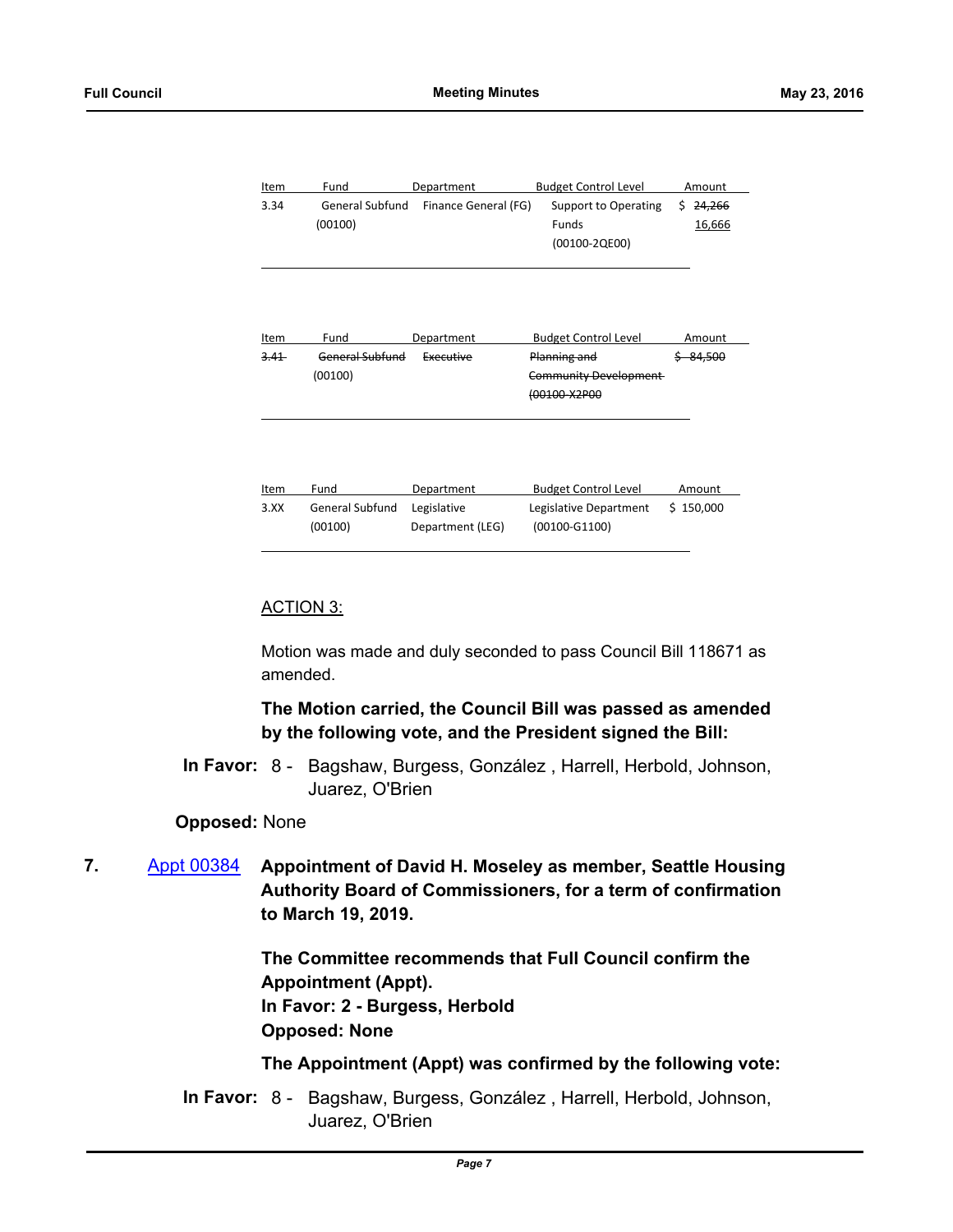| Item | Fund | Department | Budget Control Level | Amount |
|---|---|---|---|---|
| 3.34 | General Subfund (00100) | Finance General (FG) | Support to Operating Funds (00100-2QE00) | $ ~~24,266~~ <u>16,666</u> |

| Item | Fund | Department | Budget Control Level | Amount |
|---|---|---|---|---|
| ~~3.41~~ | ~~General Subfund~~ (00100) | ~~Executive~~ | ~~Planning and Community Development (00100-X2P00~~ | ~~$ 84,500~~ |

| Item | Fund | Department | Budget Control Level | Amount |
|---|---|---|---|---|
| 3.XX | General Subfund (00100) | Legislative Department (LEG) | Legislative Department (00100-G1100) | $ 150,000 |

<u>ACTION 3:</u>

Motion was made and duly seconded to pass Council Bill 118671 as amended.

**The Motion carried, the Council Bill was passed as amended by the following vote, and the President signed the Bill:**

**In Favor:** 8 - Bagshaw, Burgess, González , Harrell, Herbold, Johnson, Juarez, O'Brien

**Opposed:** None

**7.** Appt 00384 **Appointment of David H. Moseley as member, Seattle Housing Authority Board of Commissioners, for a term of confirmation to March 19, 2019.**

**The Committee recommends that Full Council confirm the Appointment (Appt).**
**In Favor: 2 - Burgess, Herbold**
**Opposed: None**

**The Appointment (Appt) was confirmed by the following vote:**

**In Favor:** 8 - Bagshaw, Burgess, González , Harrell, Herbold, Johnson, Juarez, O'Brien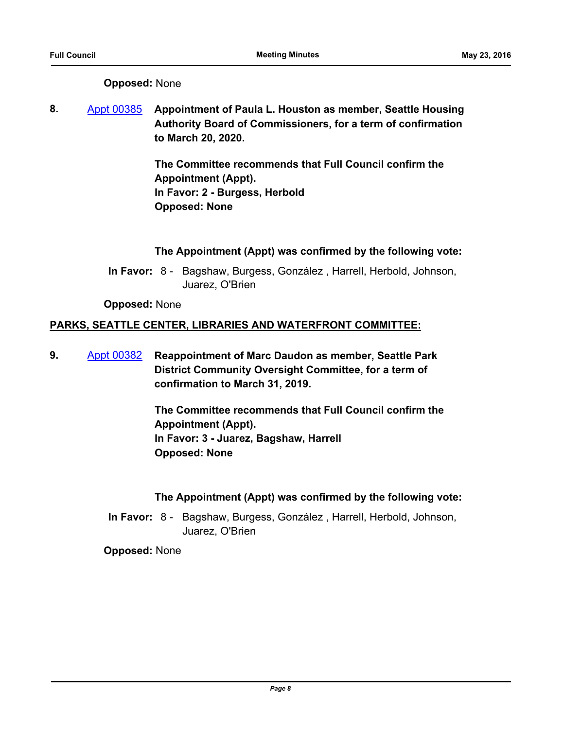**Opposed:** None

8. Appt 00385 **Appointment of Paula L. Houston as member, Seattle Housing Authority Board of Commissioners, for a term of confirmation to March 20, 2020.**

**The Committee recommends that Full Council confirm the Appointment (Appt).**
**In Favor: 2 - Burgess, Herbold**
**Opposed: None**

**The Appointment (Appt) was confirmed by the following vote:**

**In Favor:** 8 - Bagshaw, Burgess, González , Harrell, Herbold, Johnson, Juarez, O'Brien

**Opposed:** None

**PARKS, SEATTLE CENTER, LIBRARIES AND WATERFRONT COMMITTEE:**

9. Appt 00382 **Reappointment of Marc Daudon as member, Seattle Park District Community Oversight Committee, for a term of confirmation to March 31, 2019.**

**The Committee recommends that Full Council confirm the Appointment (Appt).**
**In Favor: 3 - Juarez, Bagshaw, Harrell**
**Opposed: None**

**The Appointment (Appt) was confirmed by the following vote:**

**In Favor:** 8 - Bagshaw, Burgess, González , Harrell, Herbold, Johnson, Juarez, O'Brien

**Opposed:** None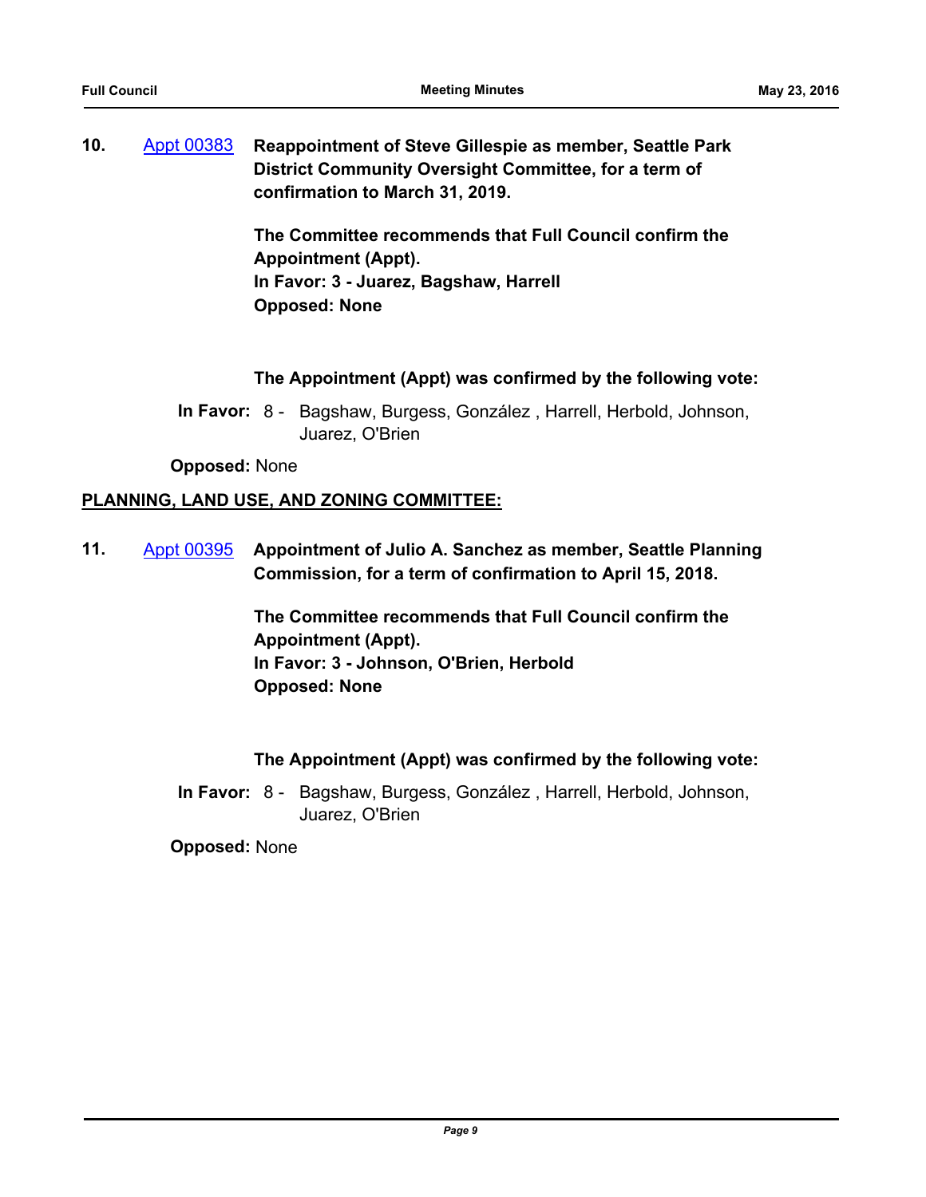**10.** Appt 00383 **Reappointment of Steve Gillespie as member, Seattle Park District Community Oversight Committee, for a term of confirmation to March 31, 2019.**

**The Committee recommends that Full Council confirm the Appointment (Appt).**
**In Favor: 3 - Juarez, Bagshaw, Harrell**
**Opposed: None**

**The Appointment (Appt) was confirmed by the following vote:**

**In Favor:** 8 - Bagshaw, Burgess, González , Harrell, Herbold, Johnson, Juarez, O'Brien

**Opposed:** None

## PLANNING, LAND USE, AND ZONING COMMITTEE:

**11.** Appt 00395 **Appointment of Julio A. Sanchez as member, Seattle Planning Commission, for a term of confirmation to April 15, 2018.**

**The Committee recommends that Full Council confirm the Appointment (Appt).**
**In Favor: 3 - Johnson, O'Brien, Herbold**
**Opposed: None**

**The Appointment (Appt) was confirmed by the following vote:**

**In Favor:** 8 - Bagshaw, Burgess, González , Harrell, Herbold, Johnson, Juarez, O'Brien

**Opposed:** None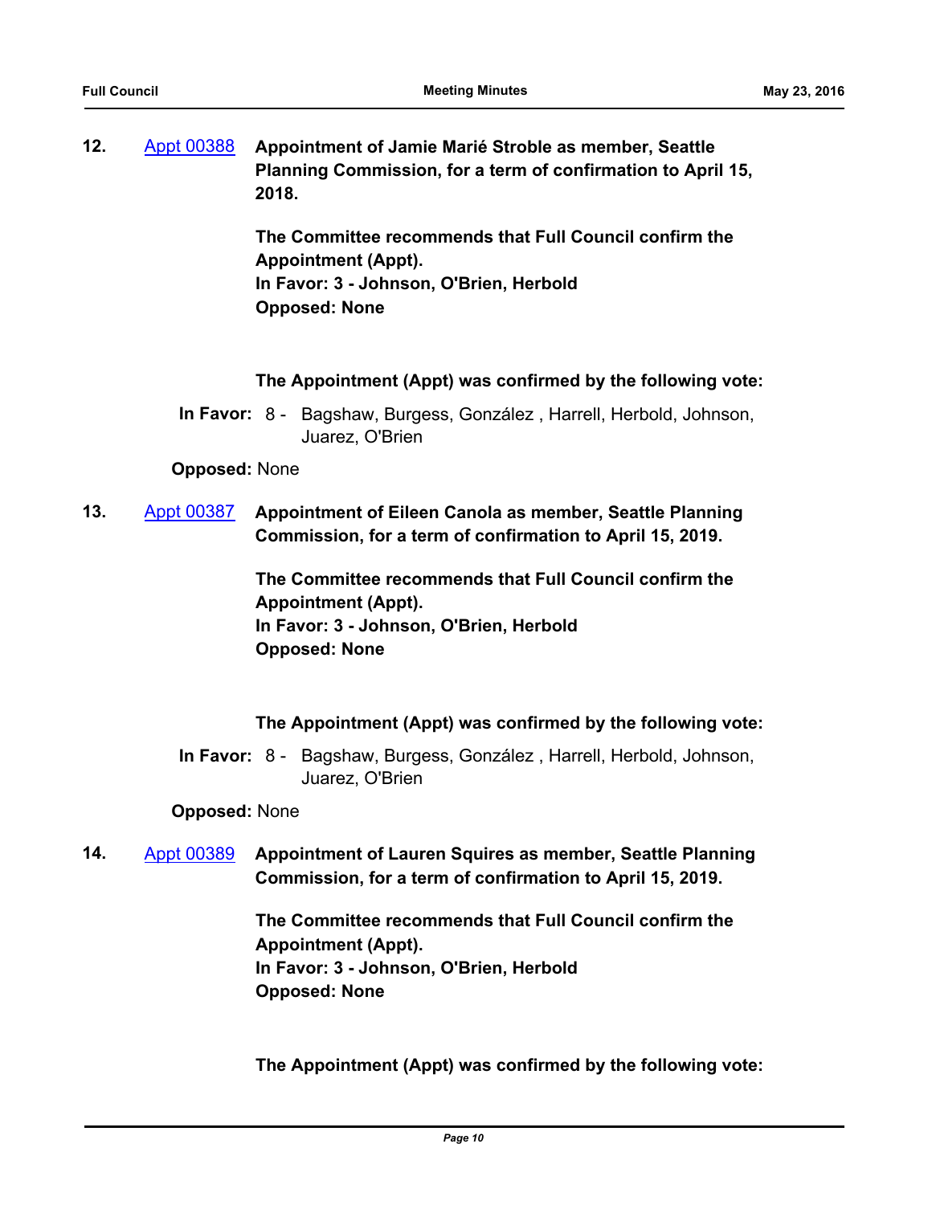**12.** [Appt 00388] **Appointment of Jamie Marié Stroble as member, Seattle Planning Commission, for a term of confirmation to April 15, 2018.**

**The Committee recommends that Full Council confirm the Appointment (Appt).**
**In Favor: 3 - Johnson, O'Brien, Herbold**
**Opposed: None**

**The Appointment (Appt) was confirmed by the following vote:**

**In Favor:** 8 - Bagshaw, Burgess, González , Harrell, Herbold, Johnson, Juarez, O'Brien

**Opposed:** None

**13.** [Appt 00387] **Appointment of Eileen Canola as member, Seattle Planning Commission, for a term of confirmation to April 15, 2019.**

**The Committee recommends that Full Council confirm the Appointment (Appt).**
**In Favor: 3 - Johnson, O'Brien, Herbold**
**Opposed: None**

**The Appointment (Appt) was confirmed by the following vote:**

**In Favor:** 8 - Bagshaw, Burgess, González , Harrell, Herbold, Johnson, Juarez, O'Brien

**Opposed:** None

**14.** [Appt 00389] **Appointment of Lauren Squires as member, Seattle Planning Commission, for a term of confirmation to April 15, 2019.**

**The Committee recommends that Full Council confirm the Appointment (Appt).**
**In Favor: 3 - Johnson, O'Brien, Herbold**
**Opposed: None**

**The Appointment (Appt) was confirmed by the following vote:**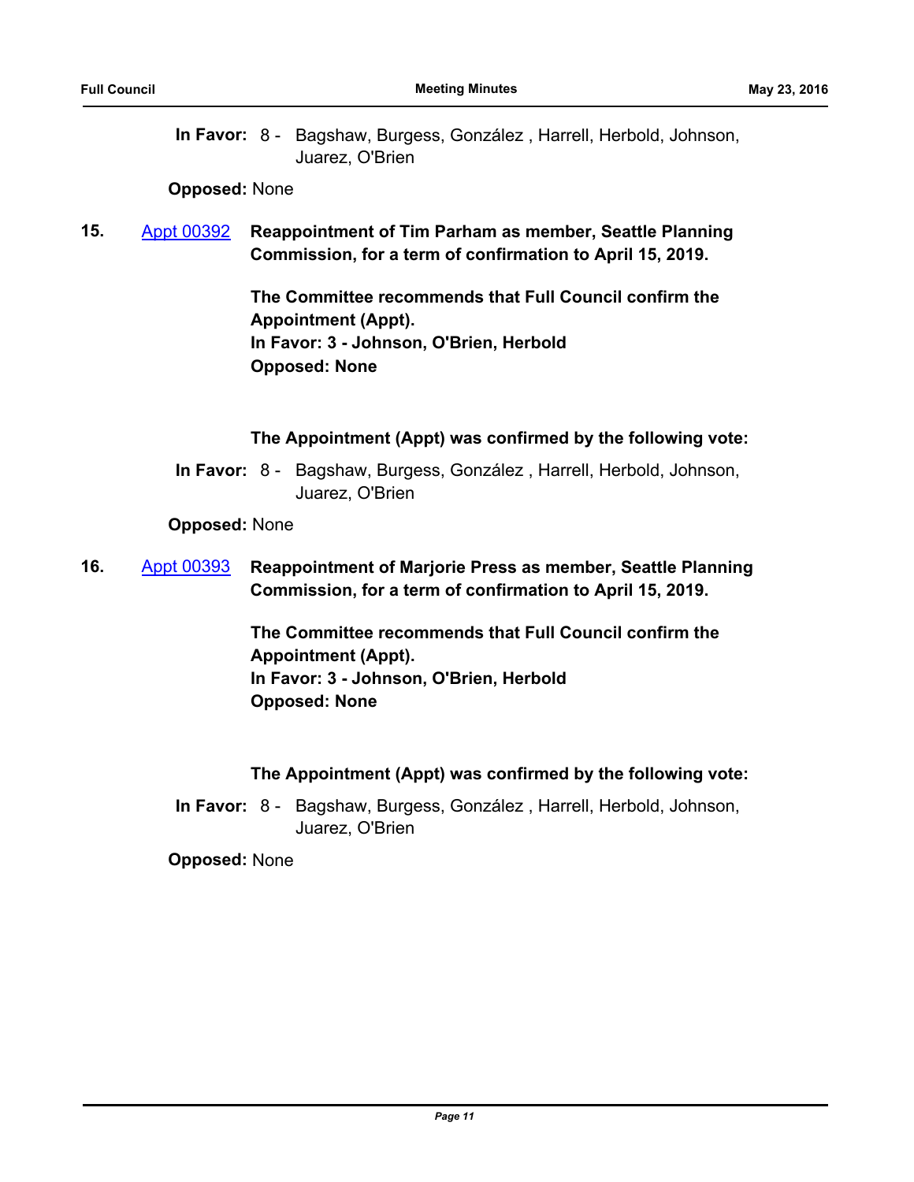**In Favor:** 8 - Bagshaw, Burgess, González , Harrell, Herbold, Johnson, Juarez, O'Brien

**Opposed:** None

**15.** Appt 00392 **Reappointment of Tim Parham as member, Seattle Planning Commission, for a term of confirmation to April 15, 2019.**

**The Committee recommends that Full Council confirm the Appointment (Appt).**
**In Favor: 3 - Johnson, O'Brien, Herbold**
**Opposed: None**

**The Appointment (Appt) was confirmed by the following vote:**

**In Favor:** 8 - Bagshaw, Burgess, González , Harrell, Herbold, Johnson, Juarez, O'Brien

**Opposed:** None

**16.** Appt 00393 **Reappointment of Marjorie Press as member, Seattle Planning Commission, for a term of confirmation to April 15, 2019.**

**The Committee recommends that Full Council confirm the Appointment (Appt).**
**In Favor: 3 - Johnson, O'Brien, Herbold**
**Opposed: None**

**The Appointment (Appt) was confirmed by the following vote:**

**In Favor:** 8 - Bagshaw, Burgess, González , Harrell, Herbold, Johnson, Juarez, O'Brien

**Opposed:** None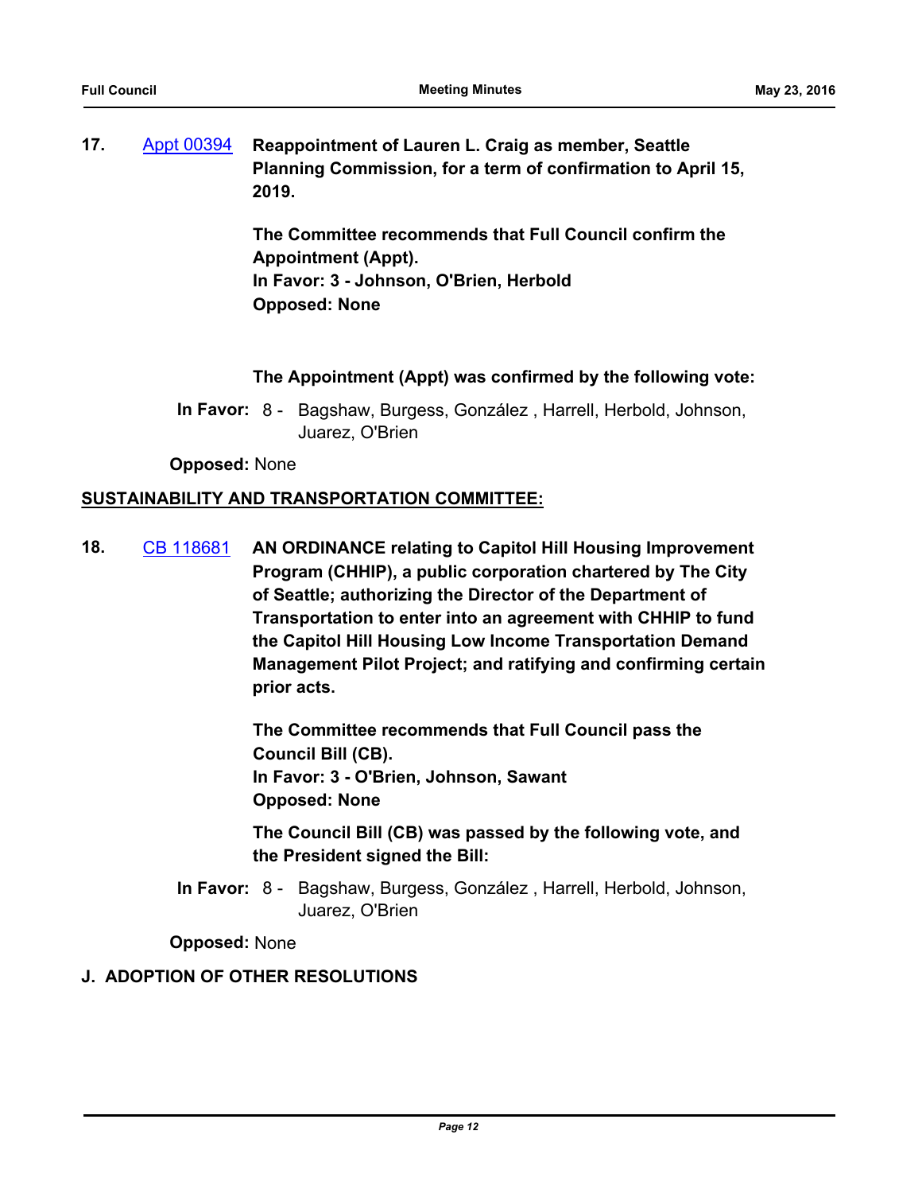**17.** Appt 00394 **Reappointment of Lauren L. Craig as member, Seattle Planning Commission, for a term of confirmation to April 15, 2019.**

**The Committee recommends that Full Council confirm the Appointment (Appt).**
**In Favor: 3 - Johnson, O'Brien, Herbold**
**Opposed: None**

**The Appointment (Appt) was confirmed by the following vote:**

**In Favor:** 8 - Bagshaw, Burgess, González , Harrell, Herbold, Johnson, Juarez, O'Brien

**Opposed:** None

**SUSTAINABILITY AND TRANSPORTATION COMMITTEE:**

**18.** CB 118681 **AN ORDINANCE relating to Capitol Hill Housing Improvement Program (CHHIP), a public corporation chartered by The City of Seattle; authorizing the Director of the Department of Transportation to enter into an agreement with CHHIP to fund the Capitol Hill Housing Low Income Transportation Demand Management Pilot Project; and ratifying and confirming certain prior acts.**

**The Committee recommends that Full Council pass the Council Bill (CB).**
**In Favor: 3 - O'Brien, Johnson, Sawant**
**Opposed: None**

**The Council Bill (CB) was passed by the following vote, and the President signed the Bill:**

**In Favor:** 8 - Bagshaw, Burgess, González , Harrell, Herbold, Johnson, Juarez, O'Brien

**Opposed:** None

**J. ADOPTION OF OTHER RESOLUTIONS**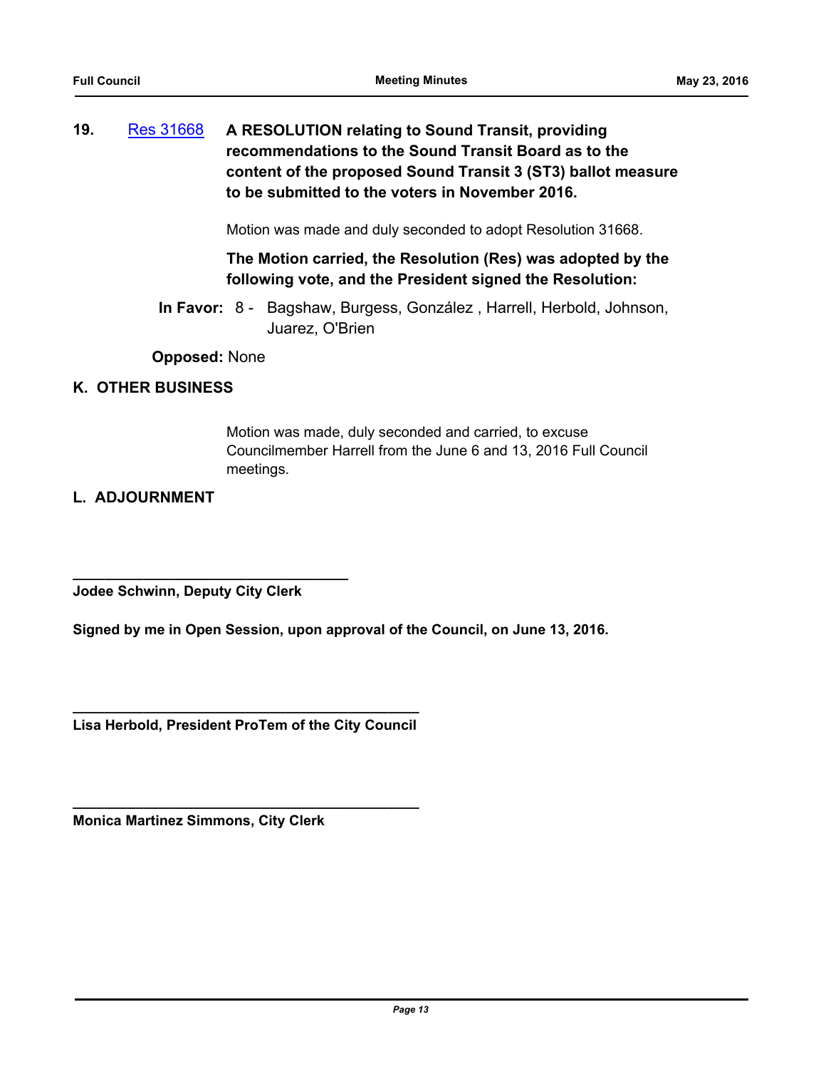**19.** Res 31668 **A RESOLUTION relating to Sound Transit, providing recommendations to the Sound Transit Board as to the content of the proposed Sound Transit 3 (ST3) ballot measure to be submitted to the voters in November 2016.**

Motion was made and duly seconded to adopt Resolution 31668.

**The Motion carried, the Resolution (Res) was adopted by the following vote, and the President signed the Resolution:**

**In Favor:** 8 - Bagshaw, Burgess, González , Harrell, Herbold, Johnson, Juarez, O'Brien

**Opposed:** None

## K. OTHER BUSINESS

Motion was made, duly seconded and carried, to excuse Councilmember Harrell from the June 6 and 13, 2016 Full Council meetings.

## L. ADJOURNMENT

\_\_\_\_\_\_\_\_\_\_\_\_\_\_\_\_\_\_\_\_\_\_\_\_\_\_\_\_\_\_\_\_\_\_\_\_

**Jodee Schwinn, Deputy City Clerk**

**Signed by me in Open Session, upon approval of the Council, on June 13, 2016.**

\_\_\_\_\_\_\_\_\_\_\_\_\_\_\_\_\_\_\_\_\_\_\_\_\_\_\_\_\_\_\_\_\_\_\_\_\_\_\_\_\_\_\_\_

**Lisa Herbold, President ProTem of the City Council**

\_\_\_\_\_\_\_\_\_\_\_\_\_\_\_\_\_\_\_\_\_\_\_\_\_\_\_\_\_\_\_\_\_\_\_\_\_\_\_\_\_\_\_\_

**Monica Martinez Simmons, City Clerk**